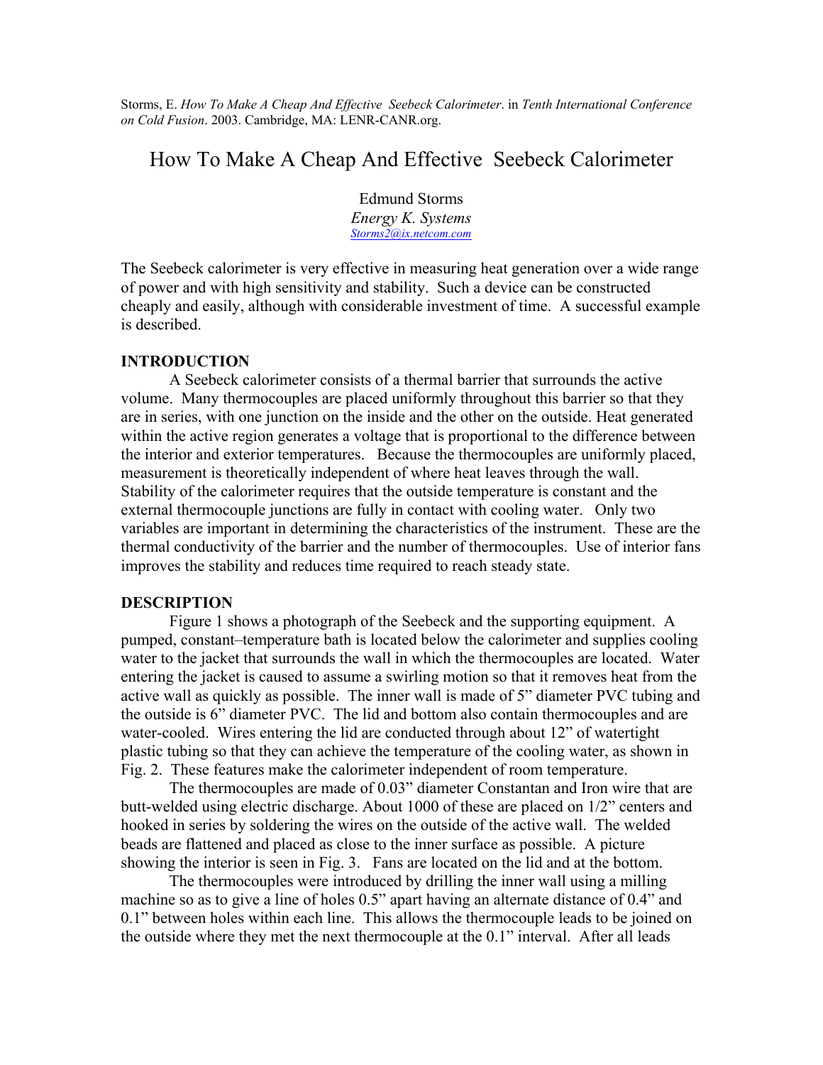Storms, E. *How To Make A Cheap And Effective Seebeck Calorimeter*. in *Tenth International Conference on Cold Fusion*. 2003. Cambridge, MA: LENR-CANR.org.

# How To Make A Cheap And Effective Seebeck Calorimeter

Edmund Storms
*Energy K. Systems*
Storms2@ix.netcom.com

The Seebeck calorimeter is very effective in measuring heat generation over a wide range of power and with high sensitivity and stability. Such a device can be constructed cheaply and easily, although with considerable investment of time. A successful example is described.

## INTRODUCTION

A Seebeck calorimeter consists of a thermal barrier that surrounds the active volume. Many thermocouples are placed uniformly throughout this barrier so that they are in series, with one junction on the inside and the other on the outside. Heat generated within the active region generates a voltage that is proportional to the difference between the interior and exterior temperatures. Because the thermocouples are uniformly placed, measurement is theoretically independent of where heat leaves through the wall. Stability of the calorimeter requires that the outside temperature is constant and the external thermocouple junctions are fully in contact with cooling water. Only two variables are important in determining the characteristics of the instrument. These are the thermal conductivity of the barrier and the number of thermocouples. Use of interior fans improves the stability and reduces time required to reach steady state.

## DESCRIPTION

Figure 1 shows a photograph of the Seebeck and the supporting equipment. A pumped, constant–temperature bath is located below the calorimeter and supplies cooling water to the jacket that surrounds the wall in which the thermocouples are located. Water entering the jacket is caused to assume a swirling motion so that it removes heat from the active wall as quickly as possible. The inner wall is made of 5" diameter PVC tubing and the outside is 6" diameter PVC. The lid and bottom also contain thermocouples and are water-cooled. Wires entering the lid are conducted through about 12" of watertight plastic tubing so that they can achieve the temperature of the cooling water, as shown in Fig. 2. These features make the calorimeter independent of room temperature.

The thermocouples are made of 0.03" diameter Constantan and Iron wire that are butt-welded using electric discharge. About 1000 of these are placed on 1/2" centers and hooked in series by soldering the wires on the outside of the active wall. The welded beads are flattened and placed as close to the inner surface as possible. A picture showing the interior is seen in Fig. 3. Fans are located on the lid and at the bottom.

The thermocouples were introduced by drilling the inner wall using a milling machine so as to give a line of holes 0.5" apart having an alternate distance of 0.4" and 0.1" between holes within each line. This allows the thermocouple leads to be joined on the outside where they met the next thermocouple at the 0.1" interval. After all leads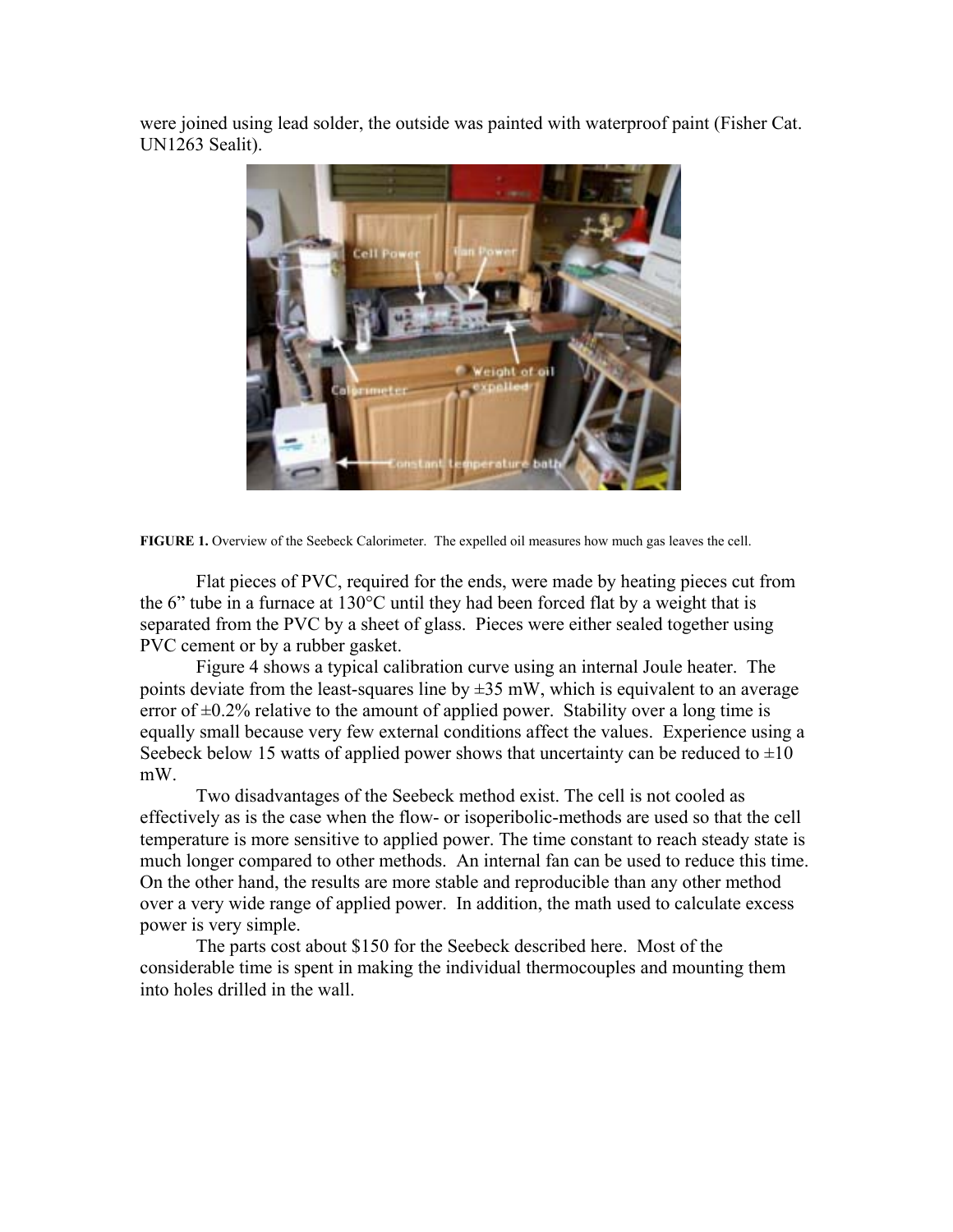were joined using lead solder, the outside was painted with waterproof paint (Fisher Cat. UN1263 Sealit).

**FIGURE 1.** Overview of the Seebeck Calorimeter. The expelled oil measures how much gas leaves the cell.

Flat pieces of PVC, required for the ends, were made by heating pieces cut from the 6" tube in a furnace at 130°C until they had been forced flat by a weight that is separated from the PVC by a sheet of glass. Pieces were either sealed together using PVC cement or by a rubber gasket.

Figure 4 shows a typical calibration curve using an internal Joule heater. The points deviate from the least-squares line by ±35 mW, which is equivalent to an average error of ±0.2% relative to the amount of applied power. Stability over a long time is equally small because very few external conditions affect the values. Experience using a Seebeck below 15 watts of applied power shows that uncertainty can be reduced to ±10 mW.

Two disadvantages of the Seebeck method exist. The cell is not cooled as effectively as is the case when the flow- or isoperibolic-methods are used so that the cell temperature is more sensitive to applied power. The time constant to reach steady state is much longer compared to other methods. An internal fan can be used to reduce this time. On the other hand, the results are more stable and reproducible than any other method over a very wide range of applied power. In addition, the math used to calculate excess power is very simple.

The parts cost about $150 for the Seebeck described here. Most of the considerable time is spent in making the individual thermocouples and mounting them into holes drilled in the wall.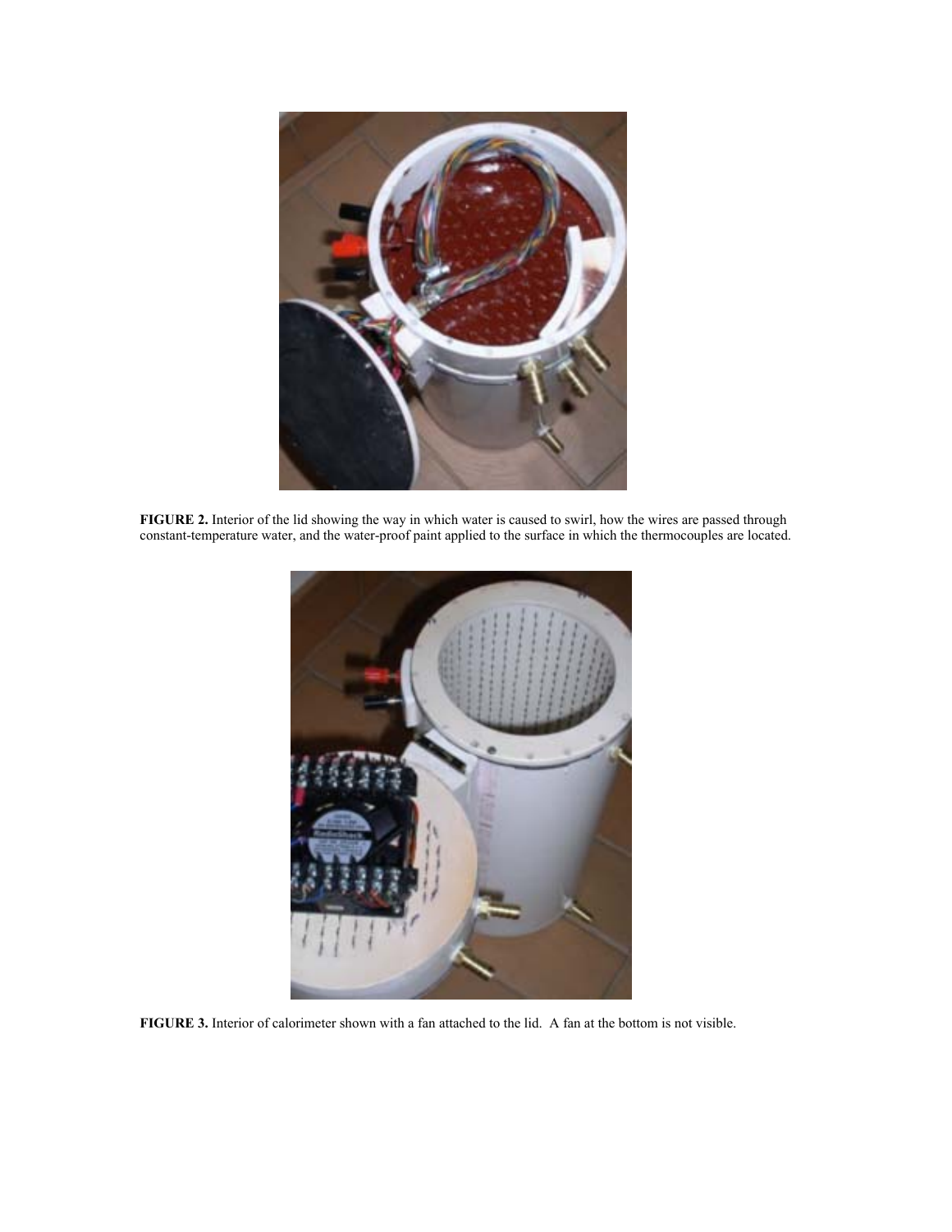**FIGURE 2.** Interior of the lid showing the way in which water is caused to swirl, how the wires are passed through constant-temperature water, and the water-proof paint applied to the surface in which the thermocouples are located.

**FIGURE 3.** Interior of calorimeter shown with a fan attached to the lid. A fan at the bottom is not visible.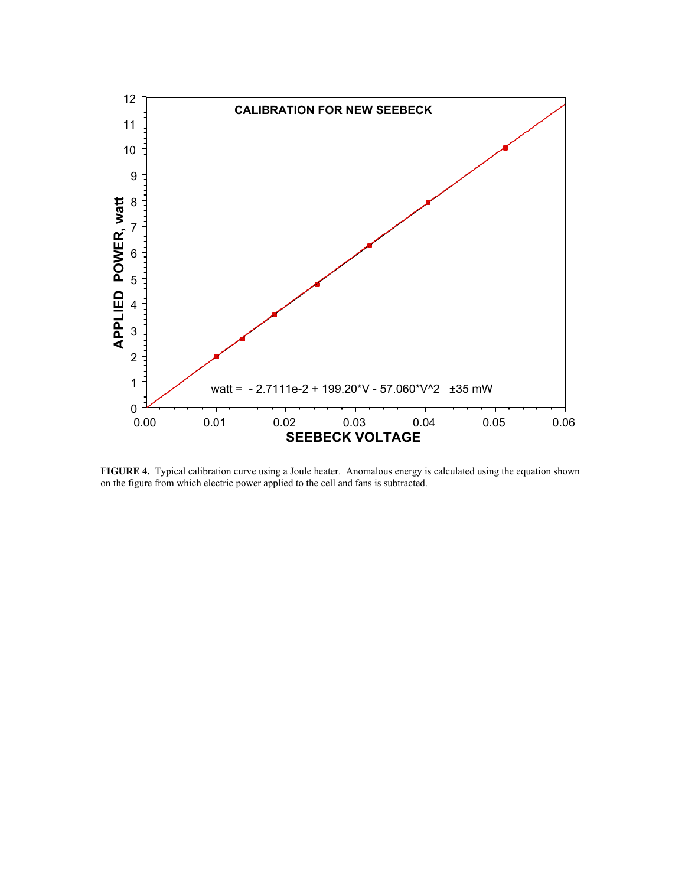CALIBRATION FOR NEW SEEBECK

APPLIED POWER, watt

SEEBECK VOLTAGE

0
1
2
3
4
5
6
7
8
9
10
11
12

0.00
0.01
0.02
0.03
0.04
0.05
0.06

watt = - 2.7111e-2 + 199.20*V - 57.060*V^2 ±35 mW

**FIGURE 4.** Typical calibration curve using a Joule heater. Anomalous energy is calculated using the equation shown on the figure from which electric power applied to the cell and fans is subtracted.